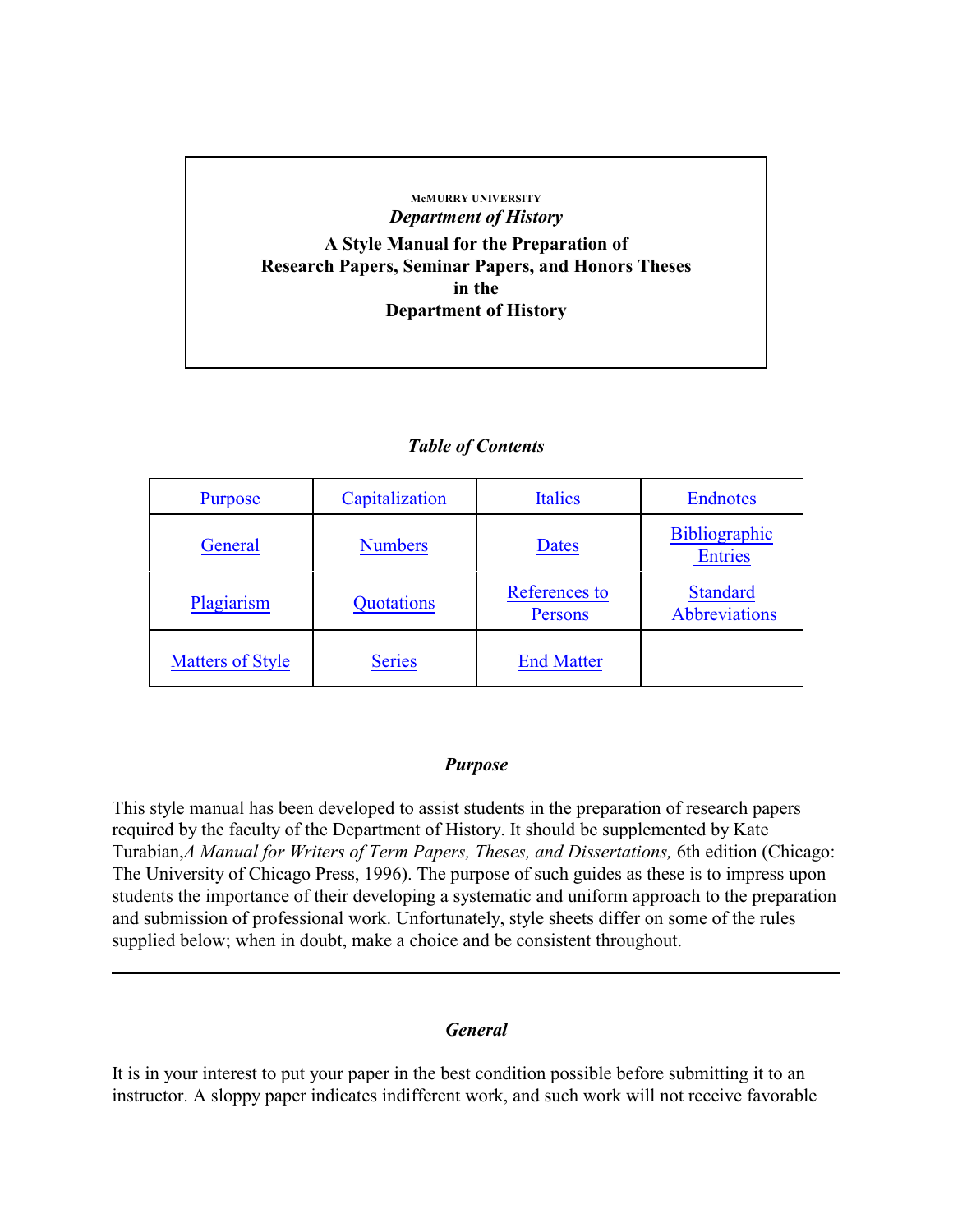McMURRY UNIVERSITY

*Department of History*

**A Style Manual for the Preparation of Research Papers, Seminar Papers, and Honors Theses in the Department of History**

### *Table of Contents*

| | | | |
|---|---|---|---|
| Purpose | Capitalization | Italics | Endnotes |
| General | Numbers | Dates | Bibliographic Entries |
| Plagiarism | Quotations | References to Persons | Standard Abbreviations |
| Matters of Style | Series | End Matter | |

## *Purpose*

This style manual has been developed to assist students in the preparation of research papers required by the faculty of the Department of History. It should be supplemented by Kate Turabian,*A Manual for Writers of Term Papers, Theses, and Dissertations,* 6th edition (Chicago: The University of Chicago Press, 1996). The purpose of such guides as these is to impress upon students the importance of their developing a systematic and uniform approach to the preparation and submission of professional work. Unfortunately, style sheets differ on some of the rules supplied below; when in doubt, make a choice and be consistent throughout.

---

## *General*

It is in your interest to put your paper in the best condition possible before submitting it to an instructor. A sloppy paper indicates indifferent work, and such work will not receive favorable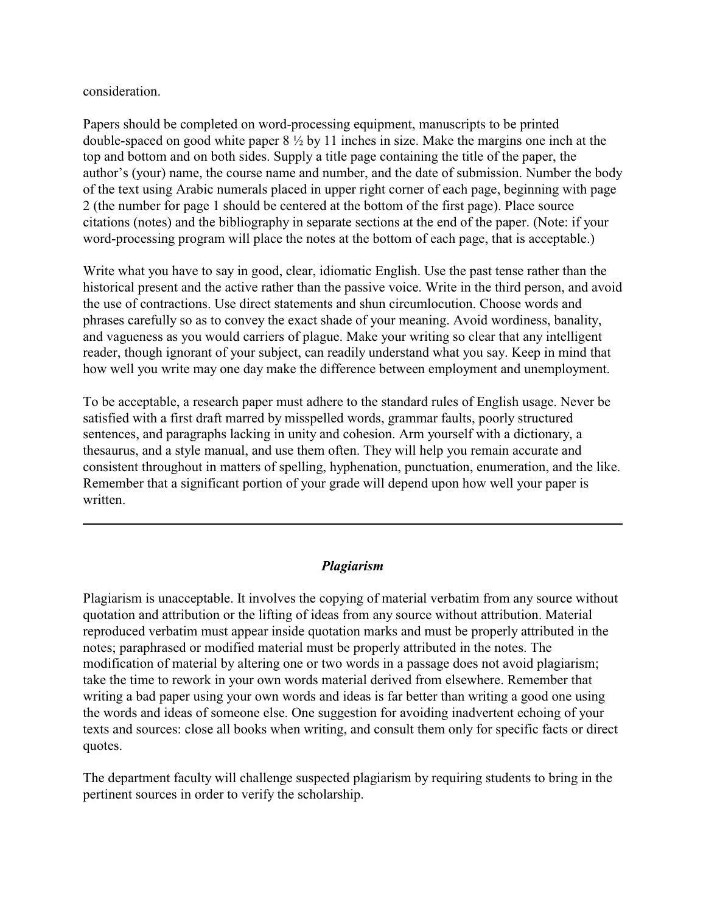consideration.

Papers should be completed on word-processing equipment, manuscripts to be printed double-spaced on good white paper 8 ½ by 11 inches in size. Make the margins one inch at the top and bottom and on both sides. Supply a title page containing the title of the paper, the author's (your) name, the course name and number, and the date of submission. Number the body of the text using Arabic numerals placed in upper right corner of each page, beginning with page 2 (the number for page 1 should be centered at the bottom of the first page). Place source citations (notes) and the bibliography in separate sections at the end of the paper. (Note: if your word-processing program will place the notes at the bottom of each page, that is acceptable.)

Write what you have to say in good, clear, idiomatic English. Use the past tense rather than the historical present and the active rather than the passive voice. Write in the third person, and avoid the use of contractions. Use direct statements and shun circumlocution. Choose words and phrases carefully so as to convey the exact shade of your meaning. Avoid wordiness, banality, and vagueness as you would carriers of plague. Make your writing so clear that any intelligent reader, though ignorant of your subject, can readily understand what you say. Keep in mind that how well you write may one day make the difference between employment and unemployment.

To be acceptable, a research paper must adhere to the standard rules of English usage. Never be satisfied with a first draft marred by misspelled words, grammar faults, poorly structured sentences, and paragraphs lacking in unity and cohesion. Arm yourself with a dictionary, a thesaurus, and a style manual, and use them often. They will help you remain accurate and consistent throughout in matters of spelling, hyphenation, punctuation, enumeration, and the like. Remember that a significant portion of your grade will depend upon how well your paper is written.

---

### ***Plagiarism***

Plagiarism is unacceptable. It involves the copying of material verbatim from any source without quotation and attribution or the lifting of ideas from any source without attribution. Material reproduced verbatim must appear inside quotation marks and must be properly attributed in the notes; paraphrased or modified material must be properly attributed in the notes. The modification of material by altering one or two words in a passage does not avoid plagiarism; take the time to rework in your own words material derived from elsewhere. Remember that writing a bad paper using your own words and ideas is far better than writing a good one using the words and ideas of someone else. One suggestion for avoiding inadvertent echoing of your texts and sources: close all books when writing, and consult them only for specific facts or direct quotes.

The department faculty will challenge suspected plagiarism by requiring students to bring in the pertinent sources in order to verify the scholarship.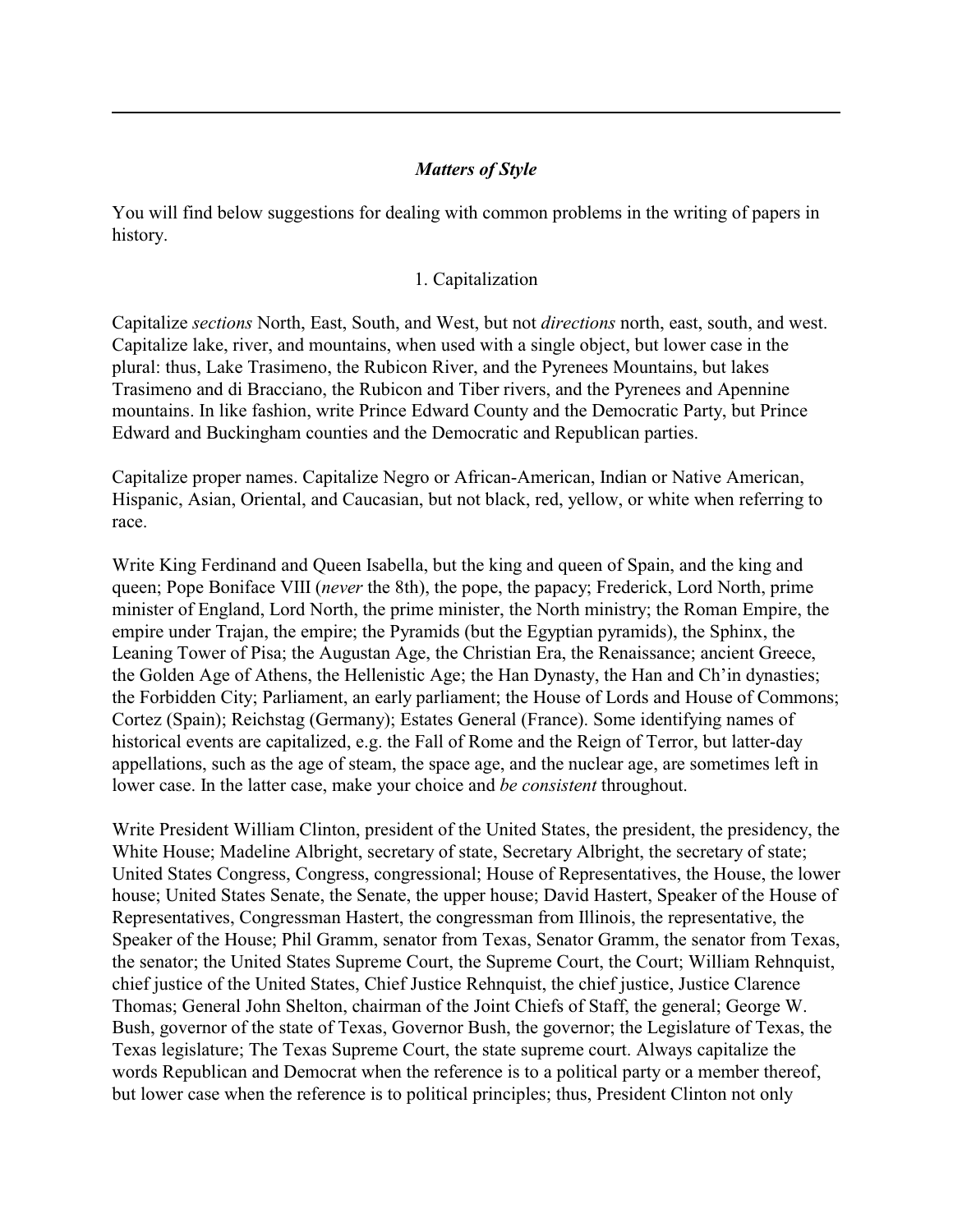## *Matters of Style*

You will find below suggestions for dealing with common problems in the writing of papers in history.

### 1. Capitalization

Capitalize *sections* North, East, South, and West, but not *directions* north, east, south, and west. Capitalize lake, river, and mountains, when used with a single object, but lower case in the plural: thus, Lake Trasimeno, the Rubicon River, and the Pyrenees Mountains, but lakes Trasimeno and di Bracciano, the Rubicon and Tiber rivers, and the Pyrenees and Apennine mountains. In like fashion, write Prince Edward County and the Democratic Party, but Prince Edward and Buckingham counties and the Democratic and Republican parties.

Capitalize proper names. Capitalize Negro or African-American, Indian or Native American, Hispanic, Asian, Oriental, and Caucasian, but not black, red, yellow, or white when referring to race.

Write King Ferdinand and Queen Isabella, but the king and queen of Spain, and the king and queen; Pope Boniface VIII (*never* the 8th), the pope, the papacy; Frederick, Lord North, prime minister of England, Lord North, the prime minister, the North ministry; the Roman Empire, the empire under Trajan, the empire; the Pyramids (but the Egyptian pyramids), the Sphinx, the Leaning Tower of Pisa; the Augustan Age, the Christian Era, the Renaissance; ancient Greece, the Golden Age of Athens, the Hellenistic Age; the Han Dynasty, the Han and Ch'in dynasties; the Forbidden City; Parliament, an early parliament; the House of Lords and House of Commons; Cortez (Spain); Reichstag (Germany); Estates General (France). Some identifying names of historical events are capitalized, e.g. the Fall of Rome and the Reign of Terror, but latter-day appellations, such as the age of steam, the space age, and the nuclear age, are sometimes left in lower case. In the latter case, make your choice and *be consistent* throughout.

Write President William Clinton, president of the United States, the president, the presidency, the White House; Madeline Albright, secretary of state, Secretary Albright, the secretary of state; United States Congress, Congress, congressional; House of Representatives, the House, the lower house; United States Senate, the Senate, the upper house; David Hastert, Speaker of the House of Representatives, Congressman Hastert, the congressman from Illinois, the representative, the Speaker of the House; Phil Gramm, senator from Texas, Senator Gramm, the senator from Texas, the senator; the United States Supreme Court, the Supreme Court, the Court; William Rehnquist, chief justice of the United States, Chief Justice Rehnquist, the chief justice, Justice Clarence Thomas; General John Shelton, chairman of the Joint Chiefs of Staff, the general; George W. Bush, governor of the state of Texas, Governor Bush, the governor; the Legislature of Texas, the Texas legislature; The Texas Supreme Court, the state supreme court. Always capitalize the words Republican and Democrat when the reference is to a political party or a member thereof, but lower case when the reference is to political principles; thus, President Clinton not only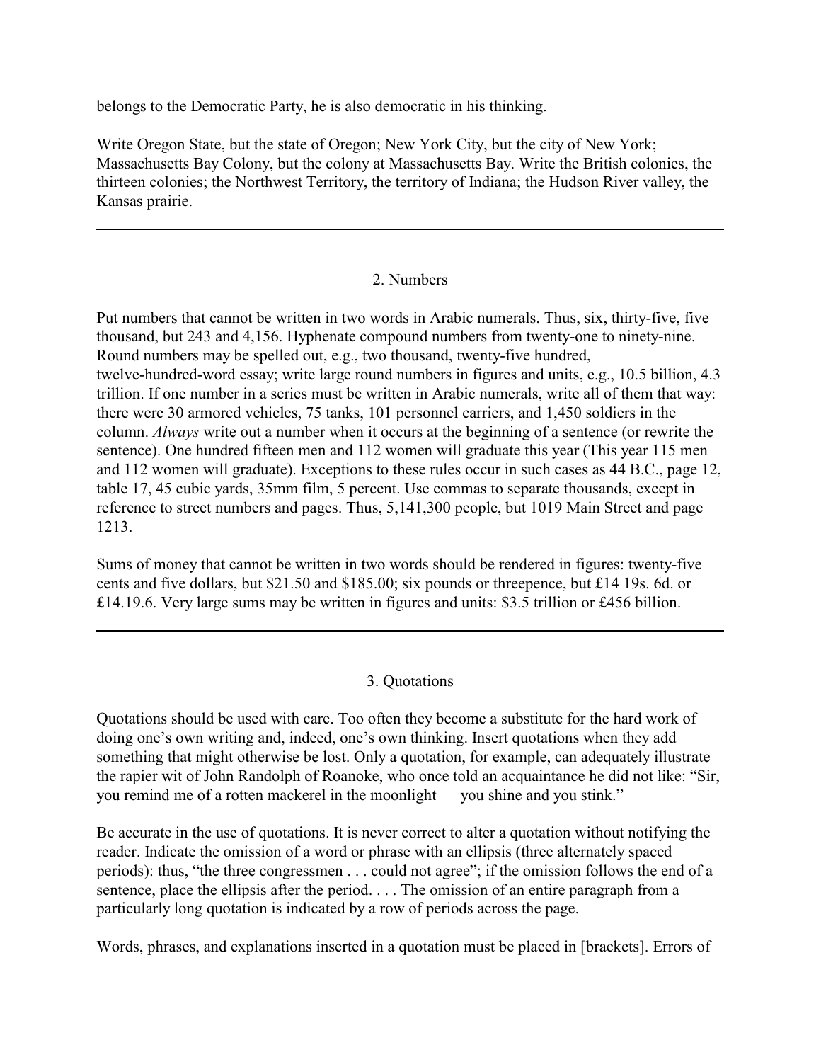belongs to the Democratic Party, he is also democratic in his thinking.

Write Oregon State, but the state of Oregon; New York City, but the city of New York; Massachusetts Bay Colony, but the colony at Massachusetts Bay. Write the British colonies, the thirteen colonies; the Northwest Territory, the territory of Indiana; the Hudson River valley, the Kansas prairie.

---

## 2. Numbers

Put numbers that cannot be written in two words in Arabic numerals. Thus, six, thirty-five, five thousand, but 243 and 4,156. Hyphenate compound numbers from twenty-one to ninety-nine. Round numbers may be spelled out, e.g., two thousand, twenty-five hundred, twelve-hundred-word essay; write large round numbers in figures and units, e.g., 10.5 billion, 4.3 trillion. If one number in a series must be written in Arabic numerals, write all of them that way: there were 30 armored vehicles, 75 tanks, 101 personnel carriers, and 1,450 soldiers in the column. *Always* write out a number when it occurs at the beginning of a sentence (or rewrite the sentence). One hundred fifteen men and 112 women will graduate this year (This year 115 men and 112 women will graduate). Exceptions to these rules occur in such cases as 44 B.C., page 12, table 17, 45 cubic yards, 35mm film, 5 percent. Use commas to separate thousands, except in reference to street numbers and pages. Thus, 5,141,300 people, but 1019 Main Street and page 1213.

Sums of money that cannot be written in two words should be rendered in figures: twenty-five cents and five dollars, but $21.50 and $185.00; six pounds or threepence, but £14 19s. 6d. or £14.19.6. Very large sums may be written in figures and units: $3.5 trillion or £456 billion.

---

## 3. Quotations

Quotations should be used with care. Too often they become a substitute for the hard work of doing one's own writing and, indeed, one's own thinking. Insert quotations when they add something that might otherwise be lost. Only a quotation, for example, can adequately illustrate the rapier wit of John Randolph of Roanoke, who once told an acquaintance he did not like: "Sir, you remind me of a rotten mackerel in the moonlight — you shine and you stink."

Be accurate in the use of quotations. It is never correct to alter a quotation without notifying the reader. Indicate the omission of a word or phrase with an ellipsis (three alternately spaced periods): thus, "the three congressmen . . . could not agree"; if the omission follows the end of a sentence, place the ellipsis after the period. . . . The omission of an entire paragraph from a particularly long quotation is indicated by a row of periods across the page.

Words, phrases, and explanations inserted in a quotation must be placed in [brackets]. Errors of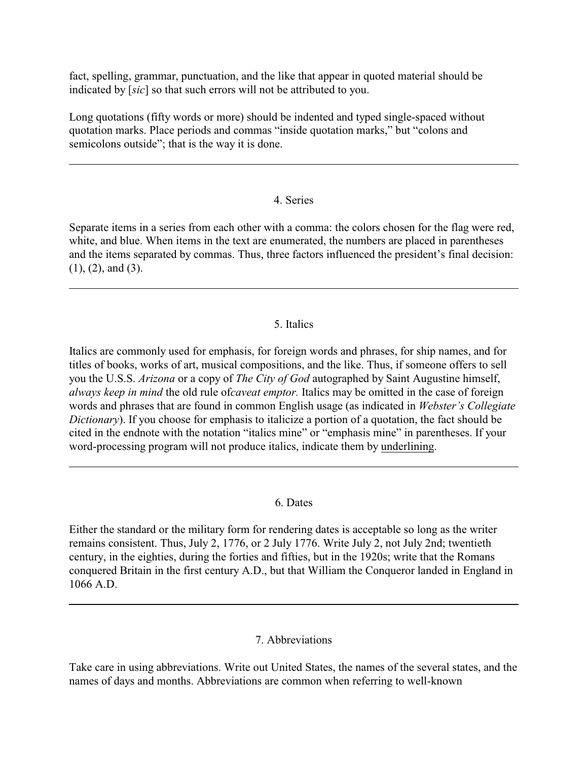fact, spelling, grammar, punctuation, and the like that appear in quoted material should be indicated by [*sic*] so that such errors will not be attributed to you.

Long quotations (fifty words or more) should be indented and typed single-spaced without quotation marks. Place periods and commas "inside quotation marks," but "colons and semicolons outside"; that is the way it is done.

---

## 4. Series

Separate items in a series from each other with a comma: the colors chosen for the flag were red, white, and blue. When items in the text are enumerated, the numbers are placed in parentheses and the items separated by commas. Thus, three factors influenced the president's final decision: (1), (2), and (3).

---

## 5. Italics

Italics are commonly used for emphasis, for foreign words and phrases, for ship names, and for titles of books, works of art, musical compositions, and the like. Thus, if someone offers to sell you the U.S.S. *Arizona* or a copy of *The City of God* autographed by Saint Augustine himself, *always keep in mind* the old rule of*caveat emptor.* Italics may be omitted in the case of foreign words and phrases that are found in common English usage (as indicated in *Webster's Collegiate Dictionary*). If you choose for emphasis to italicize a portion of a quotation, the fact should be cited in the endnote with the notation "italics mine" or "emphasis mine" in parentheses. If your word-processing program will not produce italics, indicate them by <u>underlining</u>.

---

## 6. Dates

Either the standard or the military form for rendering dates is acceptable so long as the writer remains consistent. Thus, July 2, 1776, or 2 July 1776. Write July 2, not July 2nd; twentieth century, in the eighties, during the forties and fifties, but in the 1920s; write that the Romans conquered Britain in the first century A.D., but that William the Conqueror landed in England in 1066 A.D.

---

## 7. Abbreviations

Take care in using abbreviations. Write out United States, the names of the several states, and the names of days and months. Abbreviations are common when referring to well-known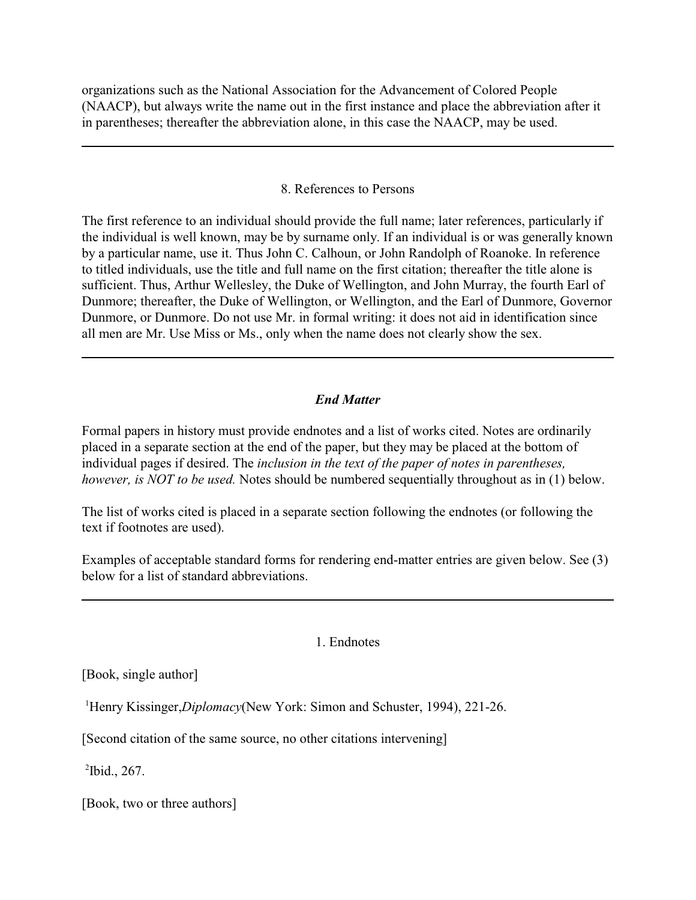organizations such as the National Association for the Advancement of Colored People (NAACP), but always write the name out in the first instance and place the abbreviation after it in parentheses; thereafter the abbreviation alone, in this case the NAACP, may be used.

---

### 8. References to Persons

The first reference to an individual should provide the full name; later references, particularly if the individual is well known, may be by surname only. If an individual is or was generally known by a particular name, use it. Thus John C. Calhoun, or John Randolph of Roanoke. In reference to titled individuals, use the title and full name on the first citation; thereafter the title alone is sufficient. Thus, Arthur Wellesley, the Duke of Wellington, and John Murray, the fourth Earl of Dunmore; thereafter, the Duke of Wellington, or Wellington, and the Earl of Dunmore, Governor Dunmore, or Dunmore. Do not use Mr. in formal writing: it does not aid in identification since all men are Mr. Use Miss or Ms., only when the name does not clearly show the sex.

---

## ***End Matter***

Formal papers in history must provide endnotes and a list of works cited. Notes are ordinarily placed in a separate section at the end of the paper, but they may be placed at the bottom of individual pages if desired. The *inclusion in the text of the paper of notes in parentheses, however, is NOT to be used.* Notes should be numbered sequentially throughout as in (1) below.

The list of works cited is placed in a separate section following the endnotes (or following the text if footnotes are used).

Examples of acceptable standard forms for rendering end-matter entries are given below. See (3) below for a list of standard abbreviations.

---

### 1. Endnotes

[Book, single author]

[1]Henry Kissinger,*Diplomacy*(New York: Simon and Schuster, 1994), 221-26.

[Second citation of the same source, no other citations intervening]

[2]Ibid., 267.

[Book, two or three authors]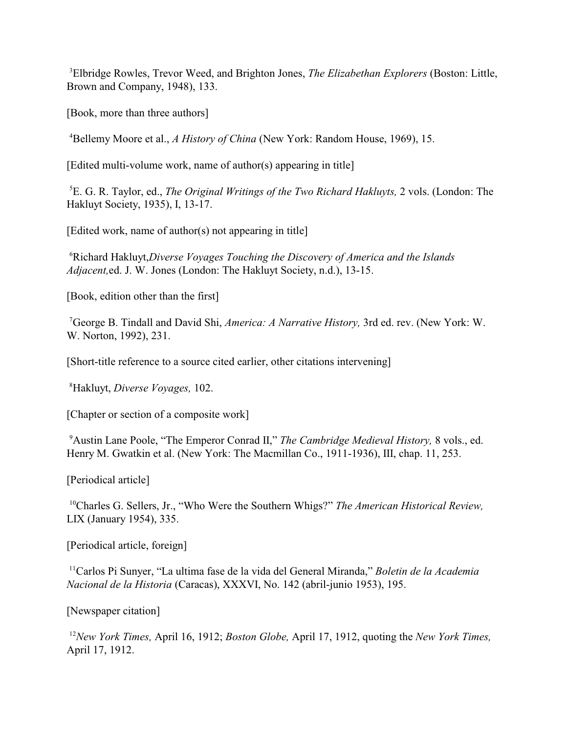[3]Elbridge Rowles, Trevor Weed, and Brighton Jones, *The Elizabethan Explorers* (Boston: Little, Brown and Company, 1948), 133.

[Book, more than three authors]

[4]Bellemy Moore et al., *A History of China* (New York: Random House, 1969), 15.

[Edited multi-volume work, name of author(s) appearing in title]

[5]E. G. R. Taylor, ed., *The Original Writings of the Two Richard Hakluyts,* 2 vols. (London: The Hakluyt Society, 1935), I, 13-17.

[Edited work, name of author(s) not appearing in title]

[6]Richard Hakluyt,*Diverse Voyages Touching the Discovery of America and the Islands Adjacent,*ed. J. W. Jones (London: The Hakluyt Society, n.d.), 13-15.

[Book, edition other than the first]

[7]George B. Tindall and David Shi, *America: A Narrative History,* 3rd ed. rev. (New York: W. W. Norton, 1992), 231.

[Short-title reference to a source cited earlier, other citations intervening]

[8]Hakluyt, *Diverse Voyages,* 102.

[Chapter or section of a composite work]

[9]Austin Lane Poole, "The Emperor Conrad II," *The Cambridge Medieval History,* 8 vols., ed. Henry M. Gwatkin et al. (New York: The Macmillan Co., 1911-1936), III, chap. 11, 253.

[Periodical article]

[10]Charles G. Sellers, Jr., "Who Were the Southern Whigs?" *The American Historical Review,* LIX (January 1954), 335.

[Periodical article, foreign]

[11]Carlos Pi Sunyer, "La ultima fase de la vida del General Miranda," *Boletin de la Academia Nacional de la Historia* (Caracas), XXXVI, No. 142 (abril-junio 1953), 195.

[Newspaper citation]

[12]*New York Times,* April 16, 1912; *Boston Globe,* April 17, 1912, quoting the *New York Times,* April 17, 1912.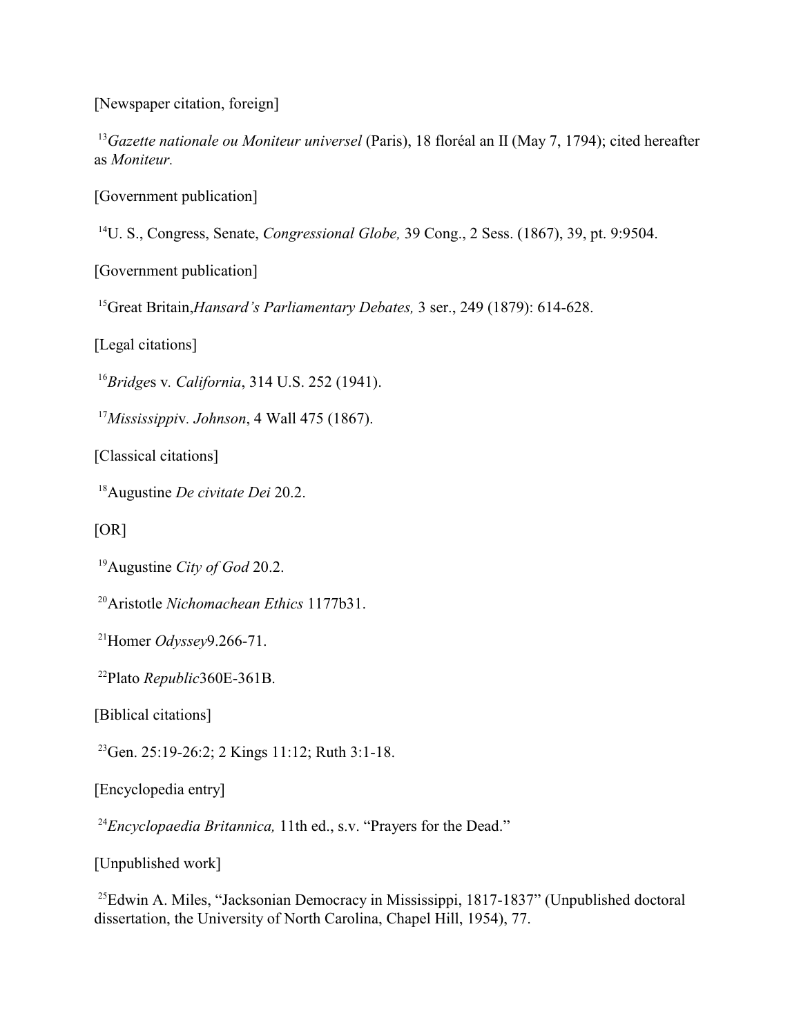[Newspaper citation, foreign]

[13]*Gazette nationale ou Moniteur universel* (Paris), 18 floréal an II (May 7, 1794); cited hereafter as *Moniteur.*

[Government publication]

[14]U. S., Congress, Senate, *Congressional Globe,* 39 Cong., 2 Sess. (1867), 39, pt. 9:9504.

[Government publication]

[15]Great Britain,*Hansard's Parliamentary Debates,* 3 ser., 249 (1879): 614-628.

[Legal citations]

[16]*Bridges* v*. California*, 314 U.S. 252 (1941).

[17]*Mississippi*v*. Johnson*, 4 Wall 475 (1867).

[Classical citations]

[18]Augustine *De civitate Dei* 20.2.

[OR]

[19]Augustine *City of God* 20.2.

[20]Aristotle *Nichomachean Ethics* 1177b31.

[21]Homer *Odyssey*9.266-71.

[22]Plato *Republic*360E-361B.

[Biblical citations]

[23]Gen. 25:19-26:2; 2 Kings 11:12; Ruth 3:1-18.

[Encyclopedia entry]

[24]*Encyclopaedia Britannica,* 11th ed., s.v. "Prayers for the Dead."

[Unpublished work]

[25]Edwin A. Miles, "Jacksonian Democracy in Mississippi, 1817-1837" (Unpublished doctoral dissertation, the University of North Carolina, Chapel Hill, 1954), 77.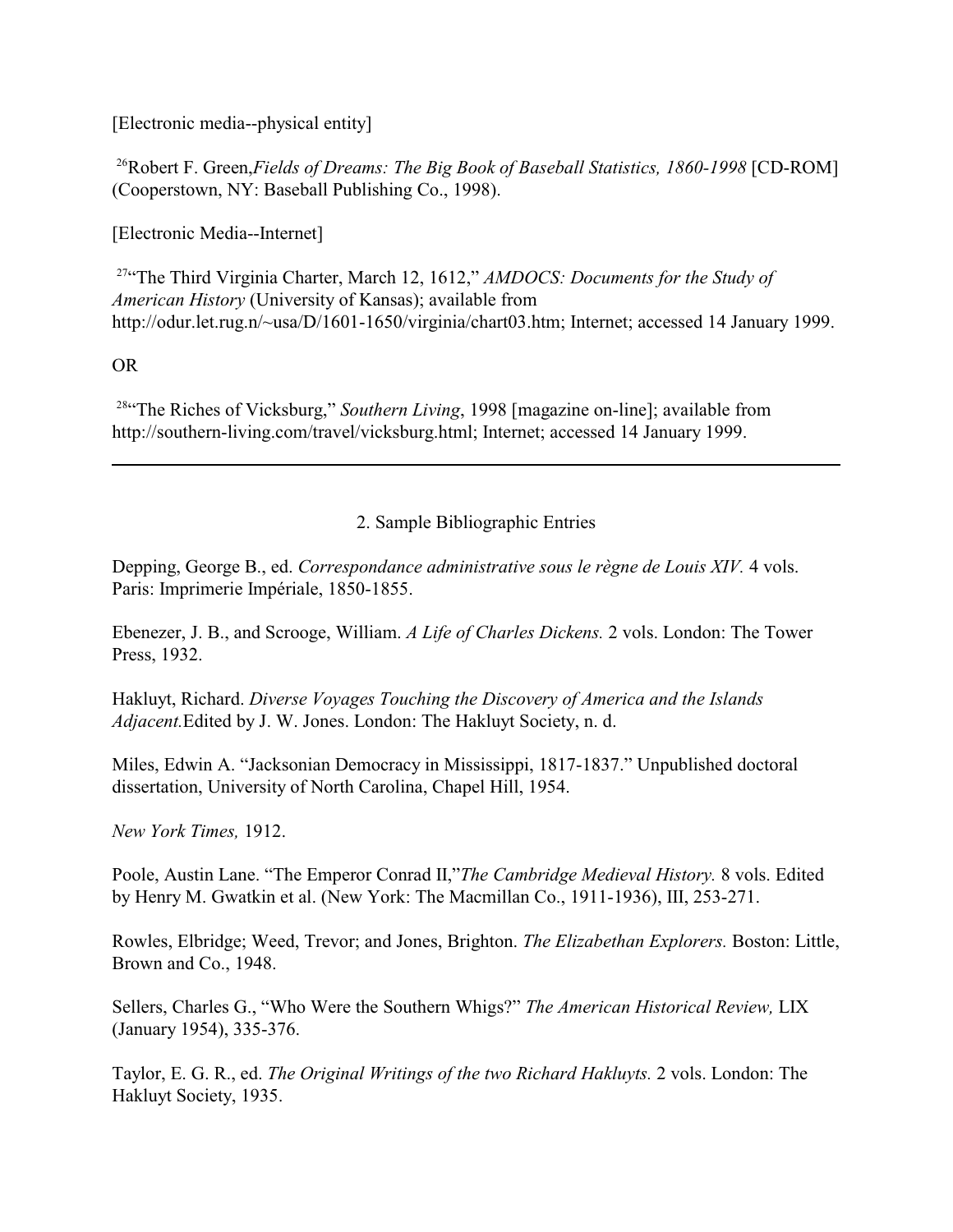[Electronic media--physical entity]

[26]Robert F. Green, *Fields of Dreams: The Big Book of Baseball Statistics, 1860-1998* [CD-ROM] (Cooperstown, NY: Baseball Publishing Co., 1998).

[Electronic Media--Internet]

[27]"The Third Virginia Charter, March 12, 1612," *AMDOCS: Documents for the Study of American History* (University of Kansas); available from http://odur.let.rug.n/~usa/D/1601-1650/virginia/chart03.htm; Internet; accessed 14 January 1999.

OR

[28]"The Riches of Vicksburg," *Southern Living*, 1998 [magazine on-line]; available from http://southern-living.com/travel/vicksburg.html; Internet; accessed 14 January 1999.

---

## 2. Sample Bibliographic Entries

Depping, George B., ed. *Correspondance administrative sous le règne de Louis XIV.* 4 vols. Paris: Imprimerie Impériale, 1850-1855.

Ebenezer, J. B., and Scrooge, William. *A Life of Charles Dickens.* 2 vols. London: The Tower Press, 1932.

Hakluyt, Richard. *Diverse Voyages Touching the Discovery of America and the Islands Adjacent.* Edited by J. W. Jones. London: The Hakluyt Society, n. d.

Miles, Edwin A. "Jacksonian Democracy in Mississippi, 1817-1837." Unpublished doctoral dissertation, University of North Carolina, Chapel Hill, 1954.

*New York Times,* 1912.

Poole, Austin Lane. "The Emperor Conrad II," *The Cambridge Medieval History.* 8 vols. Edited by Henry M. Gwatkin et al. (New York: The Macmillan Co., 1911-1936), III, 253-271.

Rowles, Elbridge; Weed, Trevor; and Jones, Brighton. *The Elizabethan Explorers.* Boston: Little, Brown and Co., 1948.

Sellers, Charles G., "Who Were the Southern Whigs?" *The American Historical Review,* LIX (January 1954), 335-376.

Taylor, E. G. R., ed. *The Original Writings of the two Richard Hakluyts.* 2 vols. London: The Hakluyt Society, 1935.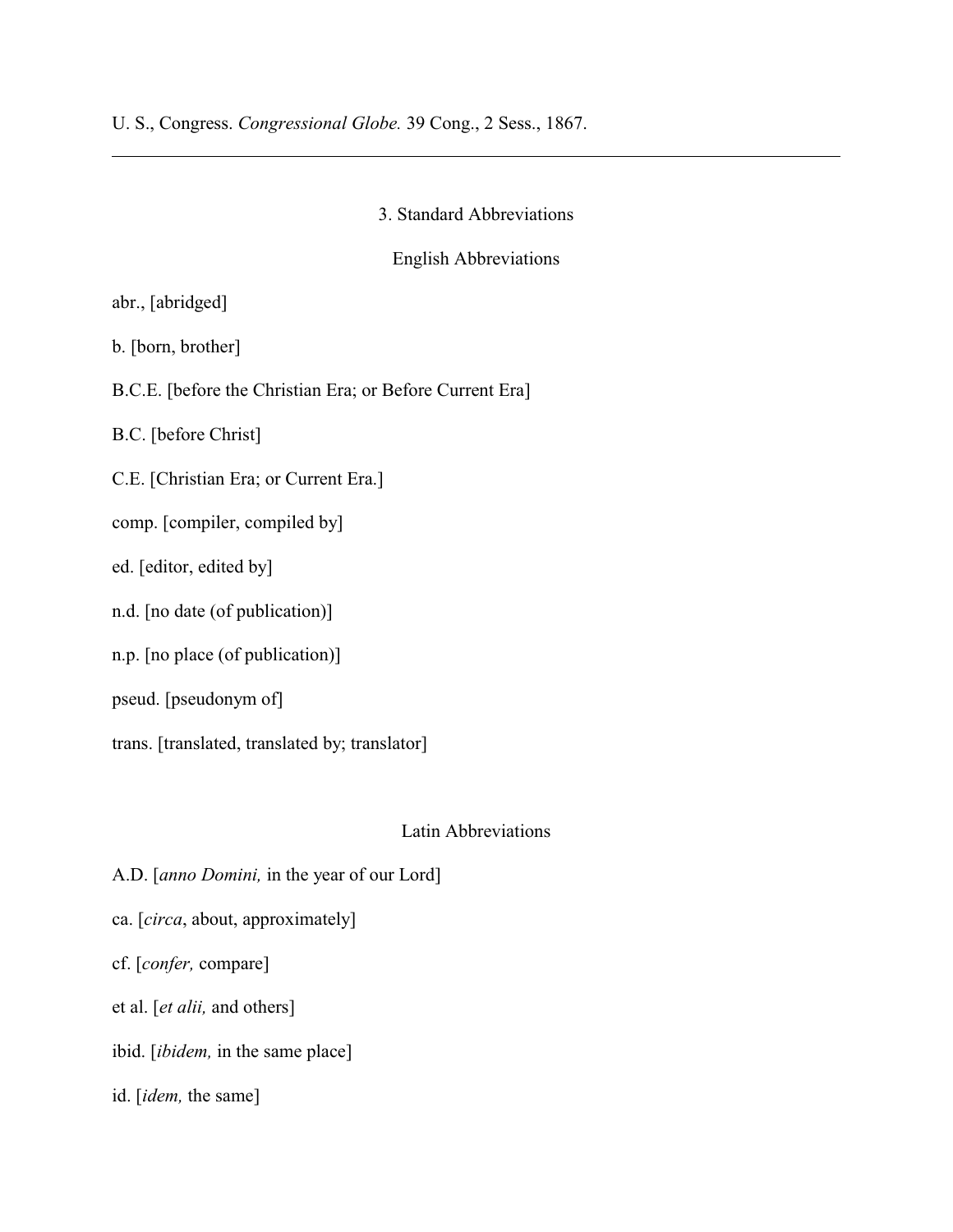U. S., Congress. *Congressional Globe.* 39 Cong., 2 Sess., 1867.

---

### 3. Standard Abbreviations

#### English Abbreviations

abr., [abridged]

b. [born, brother]

B.C.E. [before the Christian Era; or Before Current Era]

B.C. [before Christ]

C.E. [Christian Era; or Current Era.]

comp. [compiler, compiled by]

ed. [editor, edited by]

n.d. [no date (of publication)]

n.p. [no place (of publication)]

pseud. [pseudonym of]

trans. [translated, translated by; translator]

#### Latin Abbreviations

A.D. [*anno Domini,* in the year of our Lord]

ca. [*circa*, about, approximately]

cf. [*confer,* compare]

et al. [*et alii,* and others]

ibid. [*ibidem,* in the same place]

id. [*idem,* the same]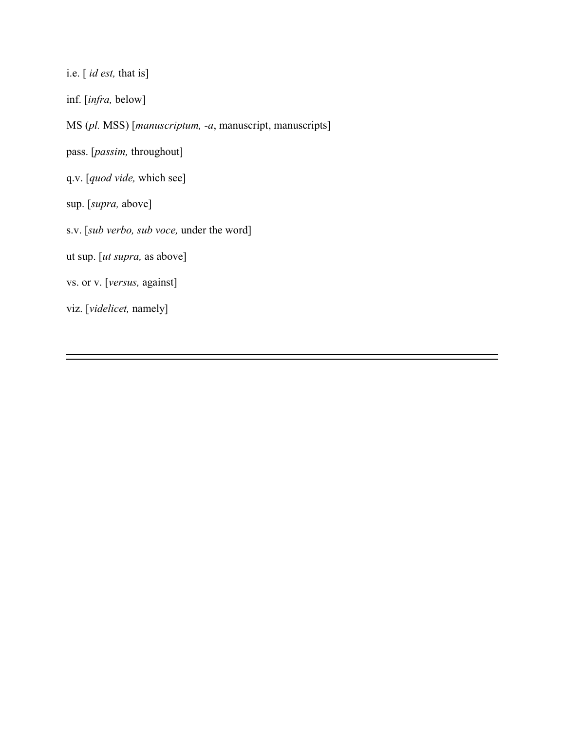i.e. [ *id est,* that is]

inf. [*infra,* below]

MS (*pl.* MSS) [*manuscriptum, -a*, manuscript, manuscripts]

pass. [*passim,* throughout]

q.v. [*quod vide,* which see]

sup. [*supra,* above]

s.v. [*sub verbo, sub voce,* under the word]

ut sup. [*ut supra,* as above]

vs. or v. [*versus,* against]

viz. [*videlicet,* namely]